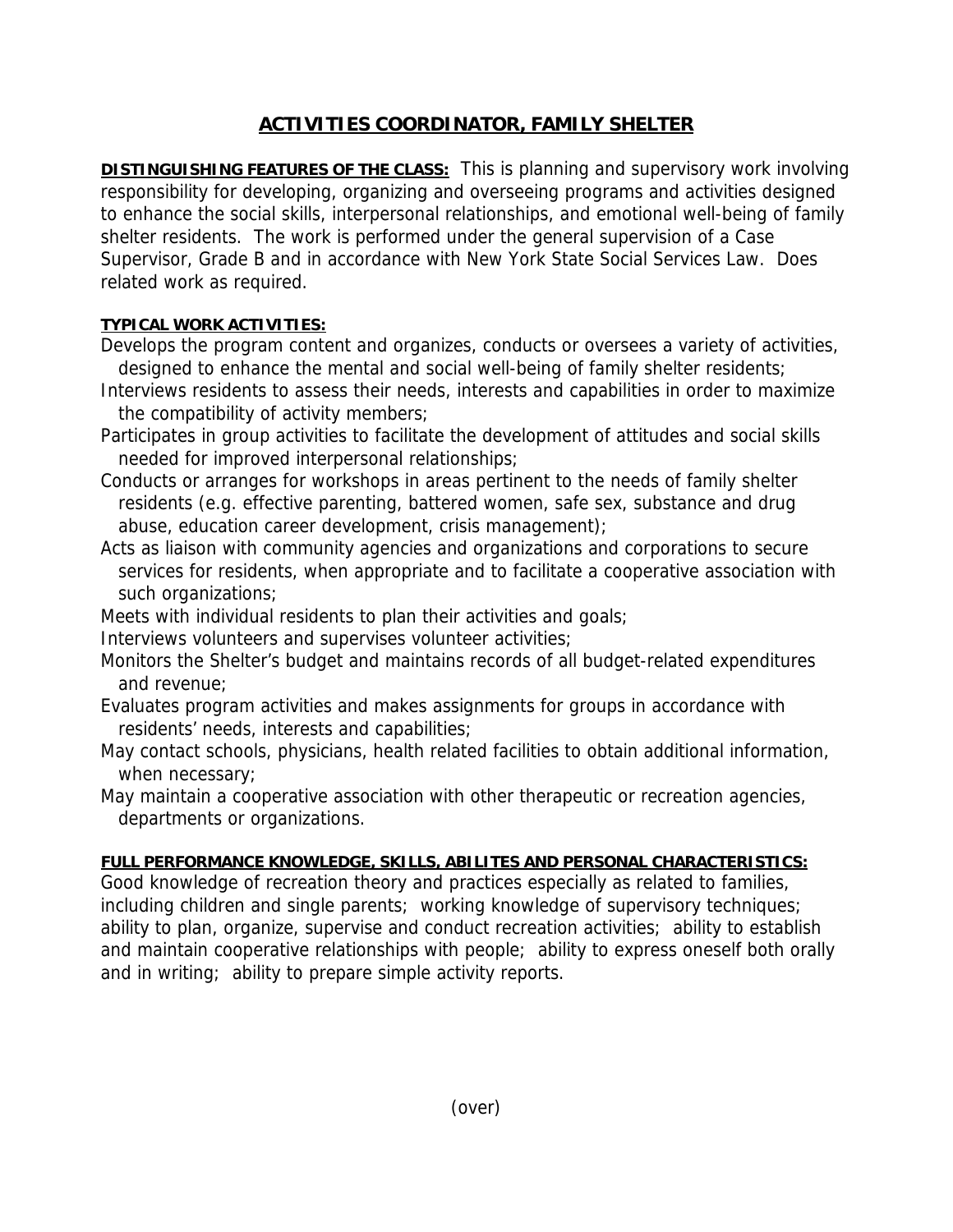# ACTIVITIES COORDINATOR, FAMILY SHELTER

**DISTINGUISHING FEATURES OF THE CLASS:** This is planning and supervisory work involving responsibility for developing, organizing and overseeing programs and activities designed to enhance the social skills, interpersonal relationships, and emotional well-being of family shelter residents. The work is performed under the general supervision of a Case Supervisor, Grade B and in accordance with New York State Social Services Law. Does related work as required.

**TYPICAL WORK ACTIVITIES:**

Develops the program content and organizes, conducts or oversees a variety of activities, designed to enhance the mental and social well-being of family shelter residents;

Interviews residents to assess their needs, interests and capabilities in order to maximize the compatibility of activity members;

Participates in group activities to facilitate the development of attitudes and social skills needed for improved interpersonal relationships;

Conducts or arranges for workshops in areas pertinent to the needs of family shelter residents (e.g. effective parenting, battered women, safe sex, substance and drug abuse, education career development, crisis management);

Acts as liaison with community agencies and organizations and corporations to secure services for residents, when appropriate and to facilitate a cooperative association with such organizations;

Meets with individual residents to plan their activities and goals;

Interviews volunteers and supervises volunteer activities;

Monitors the Shelter's budget and maintains records of all budget-related expenditures and revenue;

Evaluates program activities and makes assignments for groups in accordance with residents' needs, interests and capabilities;

May contact schools, physicians, health related facilities to obtain additional information, when necessary;

May maintain a cooperative association with other therapeutic or recreation agencies, departments or organizations.

**FULL PERFORMANCE KNOWLEDGE, SKILLS, ABILITES AND PERSONAL CHARACTERISTICS:**

Good knowledge of recreation theory and practices especially as related to families, including children and single parents; working knowledge of supervisory techniques; ability to plan, organize, supervise and conduct recreation activities; ability to establish and maintain cooperative relationships with people; ability to express oneself both orally and in writing; ability to prepare simple activity reports.

(over)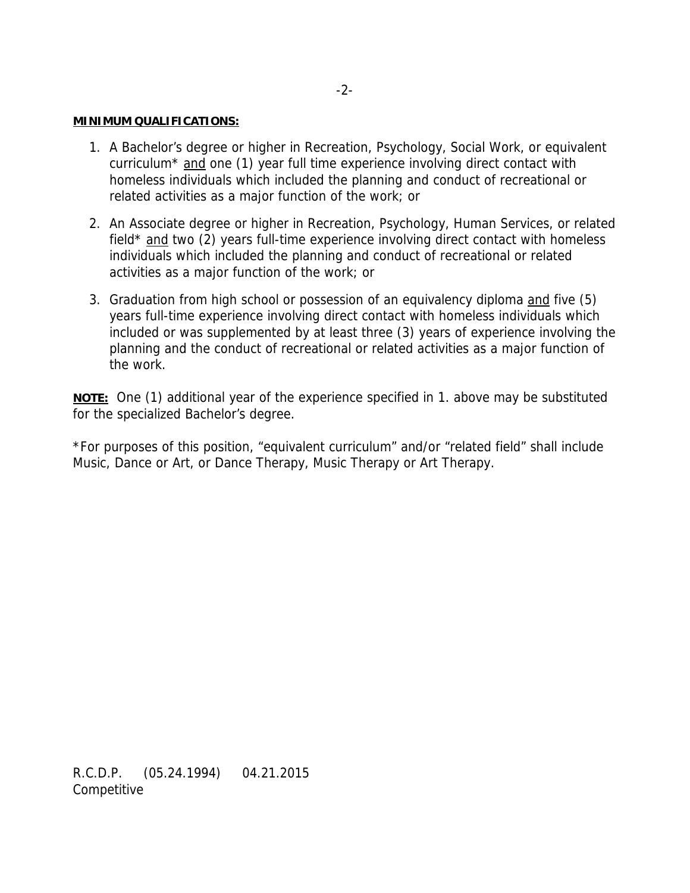**MINIMUM QUALIFICATIONS:**

1. A Bachelor's degree or higher in Recreation, Psychology, Social Work, or equivalent curriculum* and one (1) year full time experience involving direct contact with homeless individuals which included the planning and conduct of recreational or related activities as a major function of the work; or

2. An Associate degree or higher in Recreation, Psychology, Human Services, or related field* and two (2) years full-time experience involving direct contact with homeless individuals which included the planning and conduct of recreational or related activities as a major function of the work; or

3. Graduation from high school or possession of an equivalency diploma and five (5) years full-time experience involving direct contact with homeless individuals which included or was supplemented by at least three (3) years of experience involving the planning and the conduct of recreational or related activities as a major function of the work.

**NOTE:** One (1) additional year of the experience specified in 1. above may be substituted for the specialized Bachelor's degree.

*For purposes of this position, "equivalent curriculum" and/or "related field" shall include Music, Dance or Art, or Dance Therapy, Music Therapy or Art Therapy.

R.C.D.P. (05.24.1994) 04.21.2015
Competitive